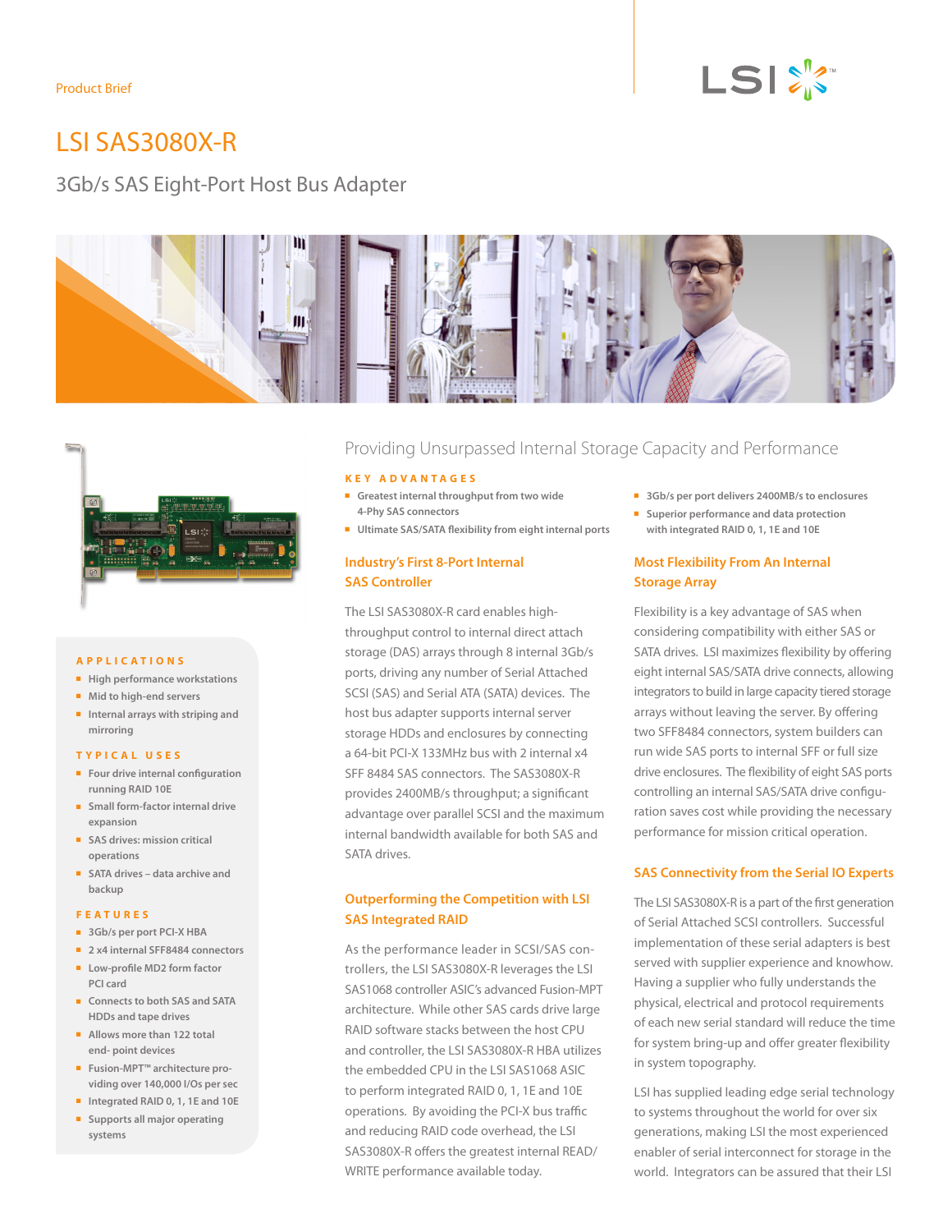Product Brief

# LSI SAS3080X-R

## 3Gb/s SAS Eight-Port Host Bus Adapter

## Providing Unsurpassed Internal Storage Capacity and Performance

### KEY ADVANTAGES

- Greatest internal throughput from two wide 4-Phy SAS connectors
- Ultimate SAS/SATA flexibility from eight internal ports
- 3Gb/s per port delivers 2400MB/s to enclosures
- Superior performance and data protection with integrated RAID 0, 1, 1E and 10E

### Industry's First 8-Port Internal SAS Controller

The LSI SAS3080X-R card enables high-throughput control to internal direct attach storage (DAS) arrays through 8 internal 3Gb/s ports, driving any number of Serial Attached SCSI (SAS) and Serial ATA (SATA) devices. The host bus adapter supports internal server storage HDDs and enclosures by connecting a 64-bit PCI-X 133MHz bus with 2 internal x4 SFF 8484 SAS connectors. The SAS3080X-R provides 2400MB/s throughput; a significant advantage over parallel SCSI and the maximum internal bandwidth available for both SAS and SATA drives.

### Outperforming the Competition with LSI SAS Integrated RAID

As the performance leader in SCSI/SAS controllers, the LSI SAS3080X-R leverages the LSI SAS1068 controller ASIC's advanced Fusion-MPT architecture. While other SAS cards drive large RAID software stacks between the host CPU and controller, the LSI SAS3080X-R HBA utilizes the embedded CPU in the LSI SAS1068 ASIC to perform integrated RAID 0, 1, 1E and 10E operations. By avoiding the PCI-X bus traffic and reducing RAID code overhead, the LSI SAS3080X-R offers the greatest internal READ/WRITE performance available today.

### Most Flexibility From An Internal Storage Array

Flexibility is a key advantage of SAS when considering compatibility with either SAS or SATA drives. LSI maximizes flexibility by offering eight internal SAS/SATA drive connects, allowing integrators to build in large capacity tiered storage arrays without leaving the server. By offering two SFF8484 connectors, system builders can run wide SAS ports to internal SFF or full size drive enclosures. The flexibility of eight SAS ports controlling an internal SAS/SATA drive configuration saves cost while providing the necessary performance for mission critical operation.

### SAS Connectivity from the Serial IO Experts

The LSI SAS3080X-R is a part of the first generation of Serial Attached SCSI controllers. Successful implementation of these serial adapters is best served with supplier experience and knowhow. Having a supplier who fully understands the physical, electrical and protocol requirements of each new serial standard will reduce the time for system bring-up and offer greater flexibility in system topography.

LSI has supplied leading edge serial technology to systems throughout the world for over six generations, making LSI the most experienced enabler of serial interconnect for storage in the world. Integrators can be assured that their LSI

### APPLICATIONS

- High performance workstations
- Mid to high-end servers
- Internal arrays with striping and mirroring

### TYPICAL USES

- Four drive internal configuration running RAID 10E
- Small form-factor internal drive expansion
- SAS drives: mission critical operations
- SATA drives – data archive and backup

### FEATURES

- 3Gb/s per port PCI-X HBA
- 2 x4 internal SFF8484 connectors
- Low-profile MD2 form factor PCI card
- Connects to both SAS and SATA HDDs and tape drives
- Allows more than 122 total end- point devices
- Fusion-MPT™ architecture providing over 140,000 I/Os per sec
- Integrated RAID 0, 1, 1E and 10E
- Supports all major operating systems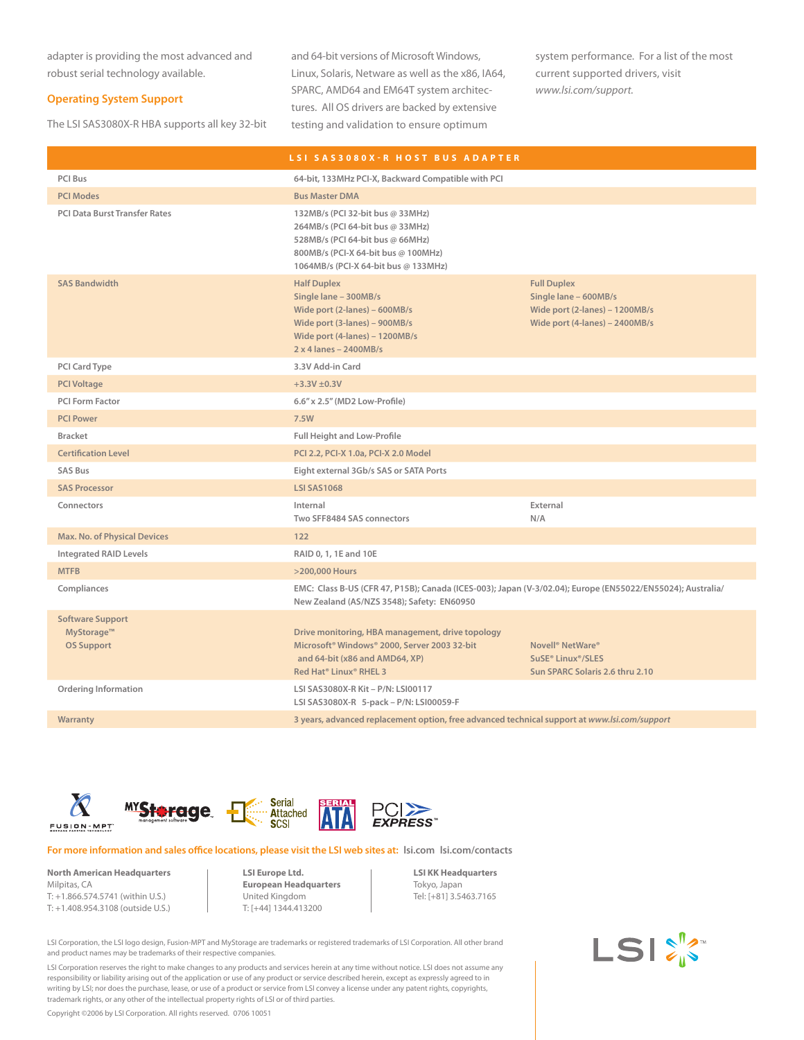adapter is providing the most advanced and robust serial technology available.

## Operating System Support

The LSI SAS3080X-R HBA supports all key 32-bit and 64-bit versions of Microsoft Windows, Linux, Solaris, Netware as well as the x86, IA64, SPARC, AMD64 and EM64T system architectures. All OS drivers are backed by extensive testing and validation to ensure optimum system performance. For a list of the most current supported drivers, visit *www.lsi.com/support.*

| LSI SAS3080X-R HOST BUS ADAPTER | | |
|---|---|---|
| PCI Bus | 64-bit, 133MHz PCI-X, Backward Compatible with PCI | |
| PCI Modes | Bus Master DMA | |
| PCI Data Burst Transfer Rates | 132MB/s (PCI 32-bit bus @ 33MHz)<br>264MB/s (PCI 64-bit bus @ 33MHz)<br>528MB/s (PCI 64-bit bus @ 66MHz)<br>800MB/s (PCI-X 64-bit bus @ 100MHz)<br>1064MB/s (PCI-X 64-bit bus @ 133MHz) | |
| SAS Bandwidth | Half Duplex<br>Single lane – 300MB/s<br>Wide port (2-lanes) – 600MB/s<br>Wide port (3-lanes) – 900MB/s<br>Wide port (4-lanes) – 1200MB/s<br>2 x 4 lanes – 2400MB/s | Full Duplex<br>Single lane – 600MB/s<br>Wide port (2-lanes) – 1200MB/s<br>Wide port (4-lanes) – 2400MB/s |
| PCI Card Type | 3.3V Add-in Card | |
| PCI Voltage | +3.3V ±0.3V | |
| PCI Form Factor | 6.6" x 2.5" (MD2 Low-Profile) | |
| PCI Power | 7.5W | |
| Bracket | Full Height and Low-Profile | |
| Certification Level | PCI 2.2, PCI-X 1.0a, PCI-X 2.0 Model | |
| SAS Bus | Eight external 3Gb/s SAS or SATA Ports | |
| SAS Processor | LSI SAS1068 | |
| Connectors | Internal<br>Two SFF8484 SAS connectors | External<br>N/A |
| Max. No. of Physical Devices | 122 | |
| Integrated RAID Levels | RAID 0, 1, 1E and 10E | |
| MTFB | >200,000 Hours | |
| Compliances | EMC: Class B-US (CFR 47, P15B); Canada (ICES-003); Japan (V-3/02.04); Europe (EN55022/EN55024); Australia/New Zealand (AS/NZS 3548); Safety: EN60950 | |
| Software Support<br>MyStorage™<br>OS Support | Drive monitoring, HBA management, drive topology<br>Microsoft® Windows® 2000, Server 2003 32-bit and 64-bit (x86 and AMD64, XP)<br>Red Hat® Linux® RHEL 3 | Novell® NetWare®<br>SuSE® Linux®/SLES<br>Sun SPARC Solaris 2.6 thru 2.10 |
| Ordering Information | LSI SAS3080X-R Kit – P/N: LSI00117<br>LSI SAS3080X-R 5-pack – P/N: LSI00059-F | |
| Warranty | 3 years, advanced replacement option, free advanced technical support at *www.lsi.com/support* | |

**For more information and sales office locations, please visit the LSI web sites at: lsi.com lsi.com/contacts**

**North American Headquarters**
Milpitas, CA
T: +1.866.574.5741 (within U.S.)
T: +1.408.954.3108 (outside U.S.)

**LSI Europe Ltd.**
**European Headquarters**
United Kingdom
T: [+44] 1344.413200

**LSI KK Headquarters**
Tokyo, Japan
Tel: [+81] 3.5463.7165

LSI Corporation, the LSI logo design, Fusion-MPT and MyStorage are trademarks or registered trademarks of LSI Corporation. All other brand and product names may be trademarks of their respective companies.

LSI Corporation reserves the right to make changes to any products and services herein at any time without notice. LSI does not assume any responsibility or liability arising out of the application or use of any product or service described herein, except as expressly agreed to in writing by LSI; nor does the purchase, lease, or use of a product or service from LSI convey a license under any patent rights, copyrights, trademark rights, or any other of the intellectual property rights of LSI or of third parties.

Copyright ©2006 by LSI Corporation. All rights reserved. 0706 10051